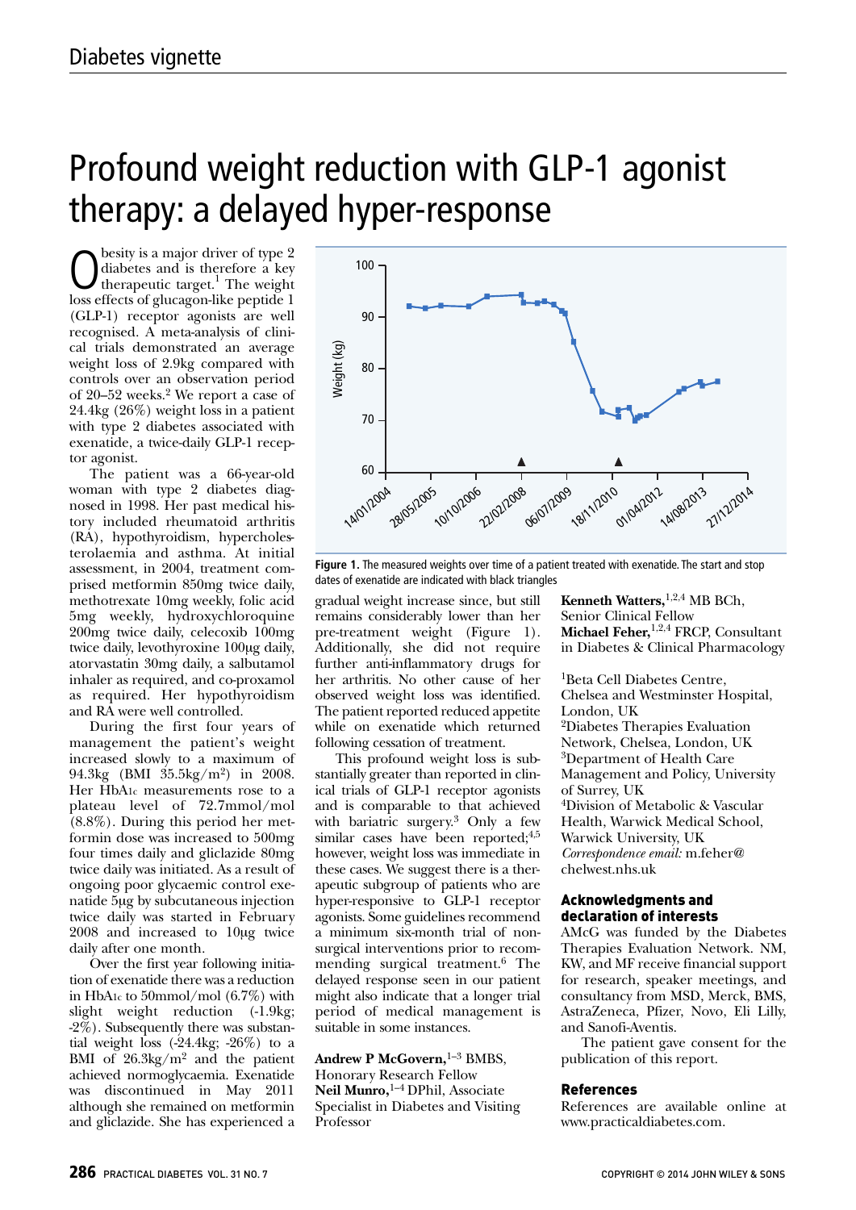# Profound weight reduction with GLP-1 agonist therapy: a delayed hyper-response

Obesity is a major driver of type 2 diabetes and is therefore a key therapeutic target.[1] The weight loss effects of glucagon-like peptide 1 (GLP-1) receptor agonists are well recognised. A meta-analysis of clinical trials demonstrated an average weight loss of 2.9kg compared with controls over an observation period of 20–52 weeks.[2] We report a case of 24.4kg (26%) weight loss in a patient with type 2 diabetes associated with exenatide, a twice-daily GLP-1 receptor agonist.

The patient was a 66-year-old woman with type 2 diabetes diagnosed in 1998. Her past medical history included rheumatoid arthritis (RA), hypothyroidism, hypercholesterolaemia and asthma. At initial assessment, in 2004, treatment comprised metformin 850mg twice daily, methotrexate 10mg weekly, folic acid 5mg weekly, hydroxychloroquine 200mg twice daily, celecoxib 100mg twice daily, levothyroxine 100μg daily, atorvastatin 30mg daily, a salbutamol inhaler as required, and co-proxamol as required. Her hypothyroidism and RA were well controlled.

During the first four years of management the patient's weight increased slowly to a maximum of 94.3kg (BMI 35.5kg/m$^2$) in 2008. Her $HbA_{1c}$ measurements rose to a plateau level of 72.7mmol/mol (8.8%). During this period her metformin dose was increased to 500mg four times daily and gliclazide 80mg twice daily was initiated. As a result of ongoing poor glycaemic control exenatide 5μg by subcutaneous injection twice daily was started in February 2008 and increased to 10μg twice daily after one month.

Over the first year following initiation of exenatide there was a reduction in $HbA_{1c}$ to 50mmol/mol (6.7%) with slight weight reduction (-1.9kg; -2%). Subsequently there was substantial weight loss (-24.4kg; -26%) to a BMI of 26.3kg/m$^2$ and the patient achieved normoglycaemia. Exenatide was discontinued in May 2011 although she remained on metformin and gliclazide. She has experienced a gradual weight increase since, but still remains considerably lower than her pre-treatment weight (Figure 1). Additionally, she did not require further anti-inflammatory drugs for her arthritis. No other cause of her observed weight loss was identified. The patient reported reduced appetite while on exenatide which returned following cessation of treatment.

**Figure 1.** The measured weights over time of a patient treated with exenatide. The start and stop dates of exenatide are indicated with black triangles

This profound weight loss is substantially greater than reported in clinical trials of GLP-1 receptor agonists and is comparable to that achieved with bariatric surgery.[3] Only a few similar cases have been reported;[4,5] however, weight loss was immediate in these cases. We suggest there is a therapeutic subgroup of patients who are hyper-responsive to GLP-1 receptor agonists. Some guidelines recommend a minimum six-month trial of non-surgical interventions prior to recommending surgical treatment.[6] The delayed response seen in our patient might also indicate that a longer trial period of medical management is suitable in some instances.

**Andrew P McGovern,**[1–3] BMBS, Honorary Research Fellow
**Neil Munro,**[1–4] DPhil, Associate Specialist in Diabetes and Visiting Professor
**Kenneth Watters,**[1,2,4] MB BCh, Senior Clinical Fellow
**Michael Feher,**[1,2,4] FRCP, Consultant in Diabetes & Clinical Pharmacology

[1]Beta Cell Diabetes Centre, Chelsea and Westminster Hospital, London, UK
[2]Diabetes Therapies Evaluation Network, Chelsea, London, UK
[3]Department of Health Care Management and Policy, University of Surrey, UK
[4]Division of Metabolic & Vascular Health, Warwick Medical School, Warwick University, UK
*Correspondence email:* m.feher@chelwest.nhs.uk

## Acknowledgments and declaration of interests

AMcG was funded by the Diabetes Therapies Evaluation Network. NM, KW, and MF receive financial support for research, speaker meetings, and consultancy from MSD, Merck, BMS, AstraZeneca, Pfizer, Novo, Eli Lilly, and Sanofi-Aventis.

The patient gave consent for the publication of this report.

## References

References are available online at www.practicaldiabetes.com.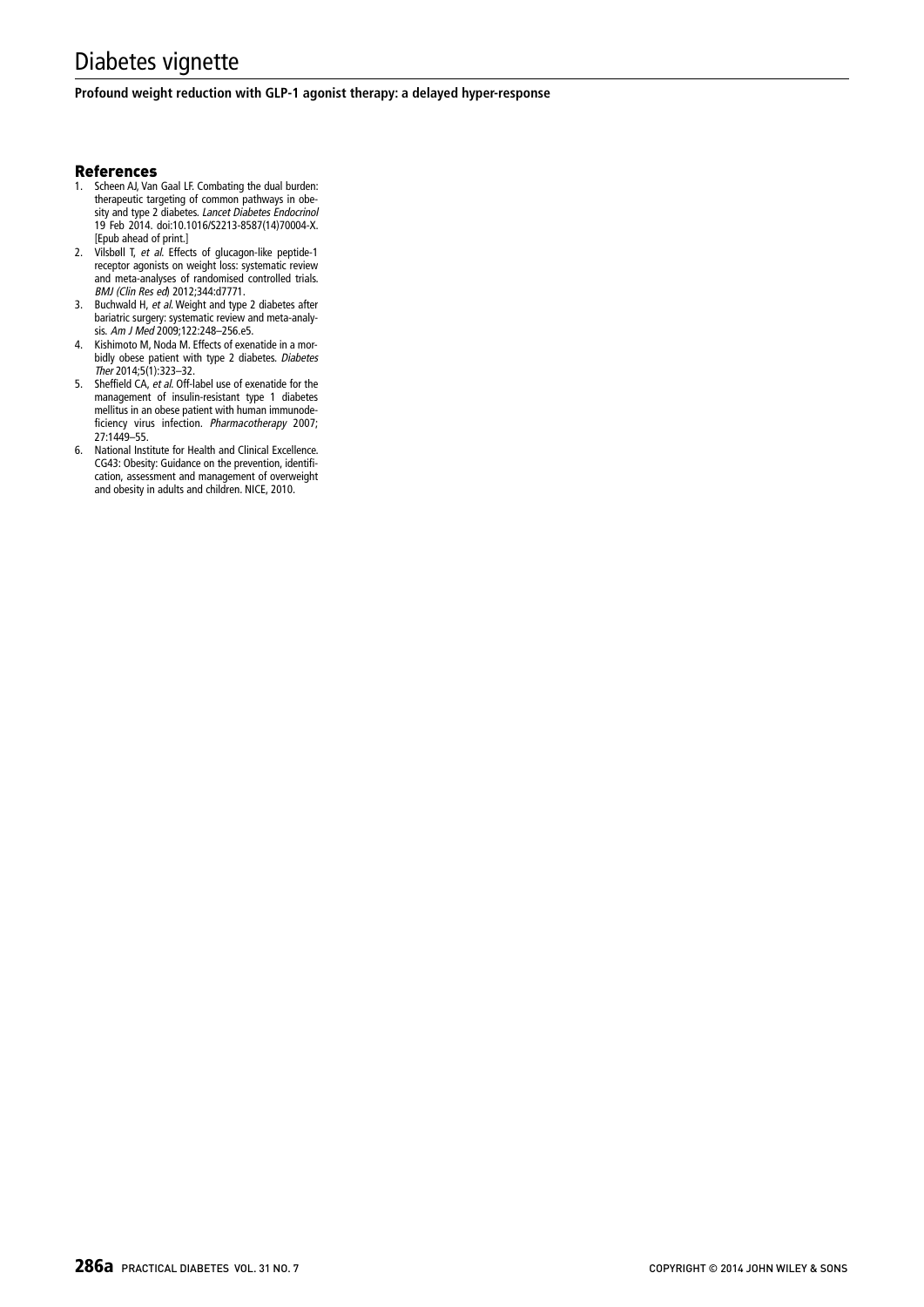## References

1. Scheen AJ, Van Gaal LF. Combating the dual burden: therapeutic targeting of common pathways in obesity and type 2 diabetes. *Lancet Diabetes Endocrinol* 19 Feb 2014. doi:10.1016/S2213-8587(14)70004-X. [Epub ahead of print.]
2. Vilsbøll T, *et al.* Effects of glucagon-like peptide-1 receptor agonists on weight loss: systematic review and meta-analyses of randomised controlled trials. *BMJ (Clin Res ed*) 2012;344:d7771.
3. Buchwald H, *et al.* Weight and type 2 diabetes after bariatric surgery: systematic review and meta-analysis. *Am J Med* 2009;122:248–256.e5.
4. Kishimoto M, Noda M. Effects of exenatide in a morbidly obese patient with type 2 diabetes. *Diabetes Ther* 2014;5(1):323–32.
5. Sheffield CA, *et al.* Off-label use of exenatide for the management of insulin-resistant type 1 diabetes mellitus in an obese patient with human immunodeficiency virus infection. *Pharmacotherapy* 2007; 27:1449–55.
6. National Institute for Health and Clinical Excellence. CG43: Obesity: Guidance on the prevention, identification, assessment and management of overweight and obesity in adults and children. NICE, 2010.